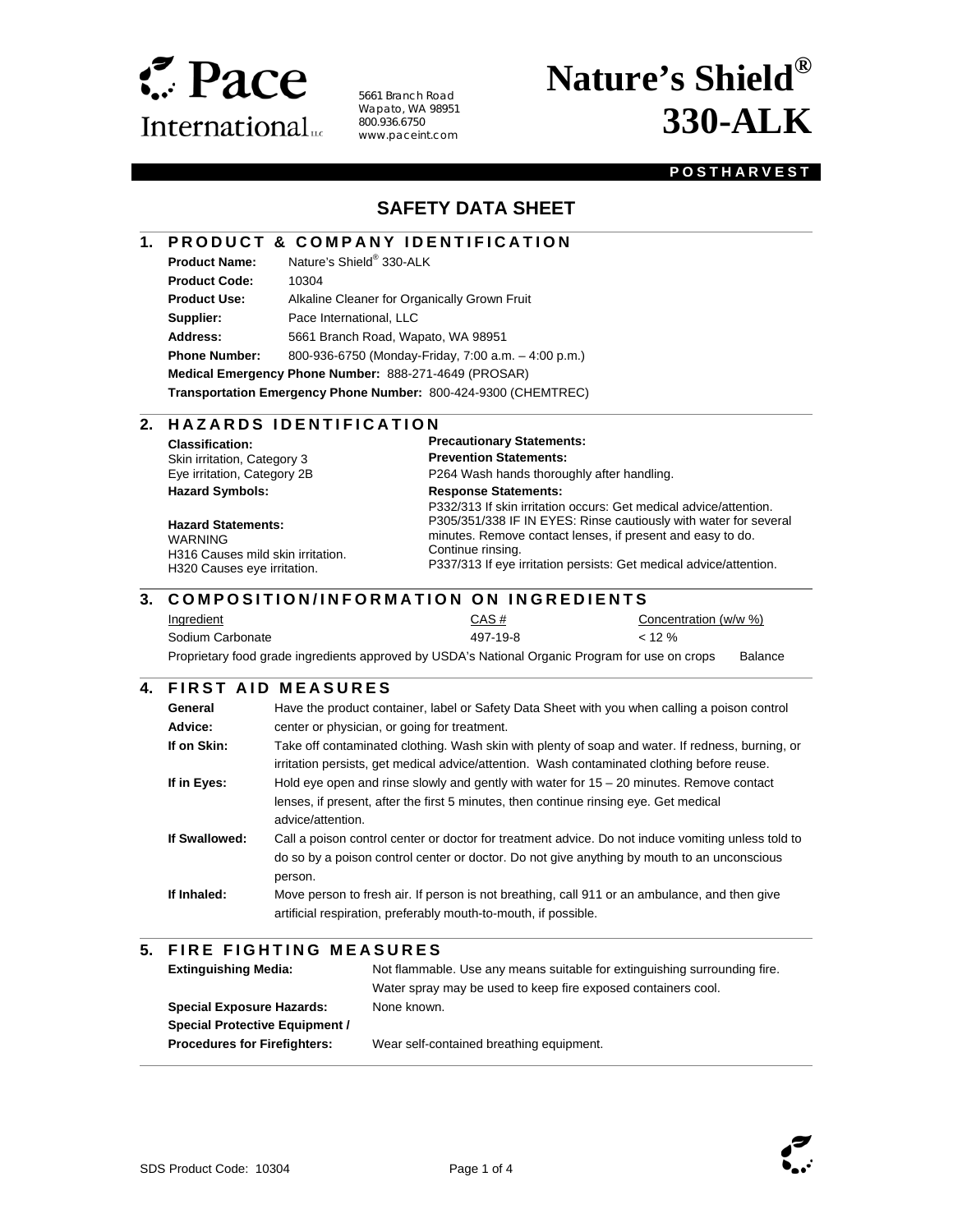# Pace International LLC

5661 Branch Road
Wapato, WA 98951
800.936.6750
www.paceint.com

# Nature's Shield® 330-ALK

**POSTHARVEST**

## SAFETY DATA SHEET

### 1. PRODUCT & COMPANY IDENTIFICATION

**Product Name:** Nature's Shield® 330-ALK
**Product Code:** 10304
**Product Use:** Alkaline Cleaner for Organically Grown Fruit
**Supplier:** Pace International, LLC
**Address:** 5661 Branch Road, Wapato, WA 98951
**Phone Number:** 800-936-6750 (Monday-Friday, 7:00 a.m. – 4:00 p.m.)
**Medical Emergency Phone Number:** 888-271-4649 (PROSAR)
**Transportation Emergency Phone Number:** 800-424-9300 (CHEMTREC)

### 2. HAZARDS IDENTIFICATION

**Classification:**
Skin irritation, Category 3
Eye irritation, Category 2B

**Hazard Symbols:**

**Hazard Statements:**
WARNING
H316 Causes mild skin irritation.
H320 Causes eye irritation.

**Precautionary Statements:**

**Prevention Statements:**
P264 Wash hands thoroughly after handling.

**Response Statements:**
P332/313 If skin irritation occurs: Get medical advice/attention.
P305/351/338 IF IN EYES: Rinse cautiously with water for several minutes. Remove contact lenses, if present and easy to do. Continue rinsing.
P337/313 If eye irritation persists: Get medical advice/attention.

### 3. COMPOSITION/INFORMATION ON INGREDIENTS

| Ingredient | CAS # | Concentration (w/w %) |
|---|---|---|
| Sodium Carbonate | 497-19-8 | < 12 % |
| Proprietary food grade ingredients approved by USDA's National Organic Program for use on crops | | Balance |

### 4. FIRST AID MEASURES

**General Advice:** Have the product container, label or Safety Data Sheet with you when calling a poison control center or physician, or going for treatment.

**If on Skin:** Take off contaminated clothing. Wash skin with plenty of soap and water. If redness, burning, or irritation persists, get medical advice/attention. Wash contaminated clothing before reuse.

**If in Eyes:** Hold eye open and rinse slowly and gently with water for 15 – 20 minutes. Remove contact lenses, if present, after the first 5 minutes, then continue rinsing eye. Get medical advice/attention.

**If Swallowed:** Call a poison control center or doctor for treatment advice. Do not induce vomiting unless told to do so by a poison control center or doctor. Do not give anything by mouth to an unconscious person.

**If Inhaled:** Move person to fresh air. If person is not breathing, call 911 or an ambulance, and then give artificial respiration, preferably mouth-to-mouth, if possible.

### 5. FIRE FIGHTING MEASURES

**Extinguishing Media:** Not flammable. Use any means suitable for extinguishing surrounding fire. Water spray may be used to keep fire exposed containers cool.

**Special Exposure Hazards:** None known.

**Special Protective Equipment / Procedures for Firefighters:** Wear self-contained breathing equipment.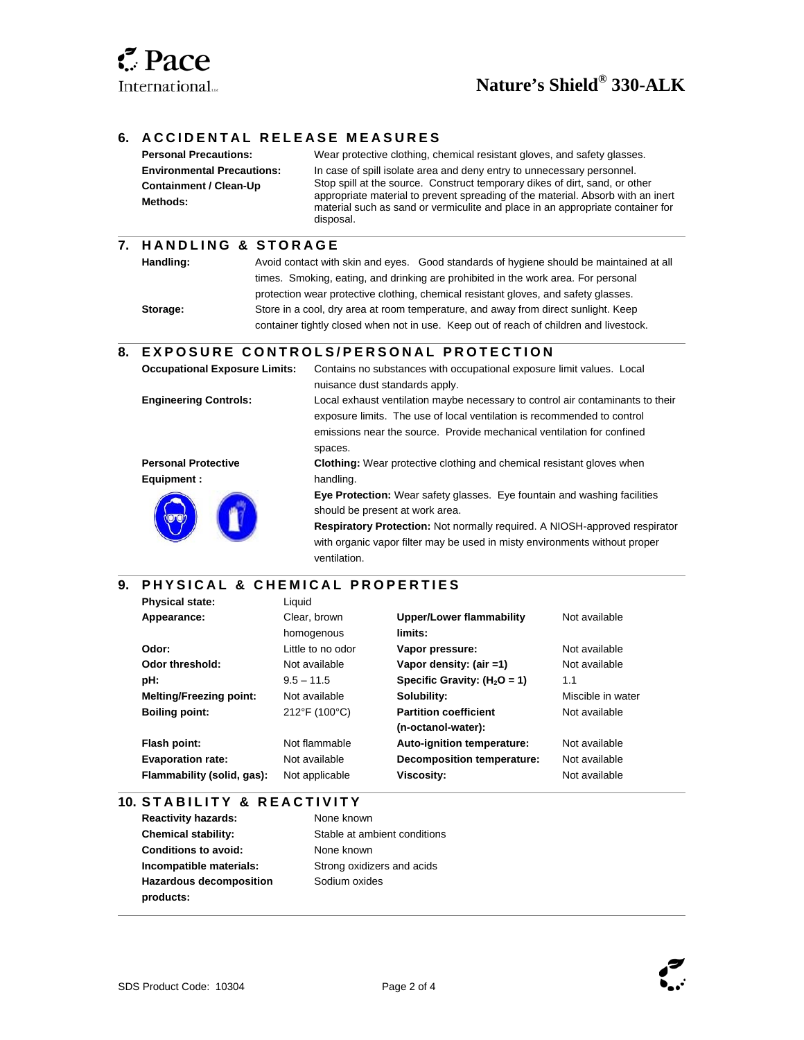## 6. ACCIDENTAL RELEASE MEASURES

**Personal Precautions:** Wear protective clothing, chemical resistant gloves, and safety glasses.

**Environmental Precautions:** In case of spill isolate area and deny entry to unnecessary personnel.

**Containment / Clean-Up Methods:** Stop spill at the source. Construct temporary dikes of dirt, sand, or other appropriate material to prevent spreading of the material. Absorb with an inert material such as sand or vermiculite and place in an appropriate container for disposal.

## 7. HANDLING & STORAGE

**Handling:** Avoid contact with skin and eyes. Good standards of hygiene should be maintained at all times. Smoking, eating, and drinking are prohibited in the work area. For personal protection wear protective clothing, chemical resistant gloves, and safety glasses.

**Storage:** Store in a cool, dry area at room temperature, and away from direct sunlight. Keep container tightly closed when not in use. Keep out of reach of children and livestock.

## 8. EXPOSURE CONTROLS/PERSONAL PROTECTION

**Occupational Exposure Limits:** Contains no substances with occupational exposure limit values. Local nuisance dust standards apply.

**Engineering Controls:** Local exhaust ventilation maybe necessary to control air contaminants to their exposure limits. The use of local ventilation is recommended to control emissions near the source. Provide mechanical ventilation for confined spaces.

**Personal Protective Equipment :**

**Clothing:** Wear protective clothing and chemical resistant gloves when handling.

**Eye Protection:** Wear safety glasses. Eye fountain and washing facilities should be present at work area.

**Respiratory Protection:** Not normally required. A NIOSH-approved respirator with organic vapor filter may be used in misty environments without proper ventilation.

## 9. PHYSICAL & CHEMICAL PROPERTIES

| | | | |
|---|---|---|---|
| **Physical state:** | Liquid | | |
| **Appearance:** | Clear, brown homogenous | **Upper/Lower flammability limits:** | Not available |
| **Odor:** | Little to no odor | **Vapor pressure:** | Not available |
| **Odor threshold:** | Not available | **Vapor density: (air =1)** | Not available |
| **pH:** | 9.5 – 11.5 | **Specific Gravity: ($H_2O$ = 1)** | 1.1 |
| **Melting/Freezing point:** | Not available | **Solubility:** | Miscible in water |
| **Boiling point:** | 212°F (100°C) | **Partition coefficient (n-octanol-water):** | Not available |
| **Flash point:** | Not flammable | **Auto-ignition temperature:** | Not available |
| **Evaporation rate:** | Not available | **Decomposition temperature:** | Not available |
| **Flammability (solid, gas):** | Not applicable | **Viscosity:** | Not available |

## 10. STABILITY & REACTIVITY

**Reactivity hazards:** None known

**Chemical stability:** Stable at ambient conditions

**Conditions to avoid:** None known

**Incompatible materials:** Strong oxidizers and acids

**Hazardous decomposition products:** Sodium oxides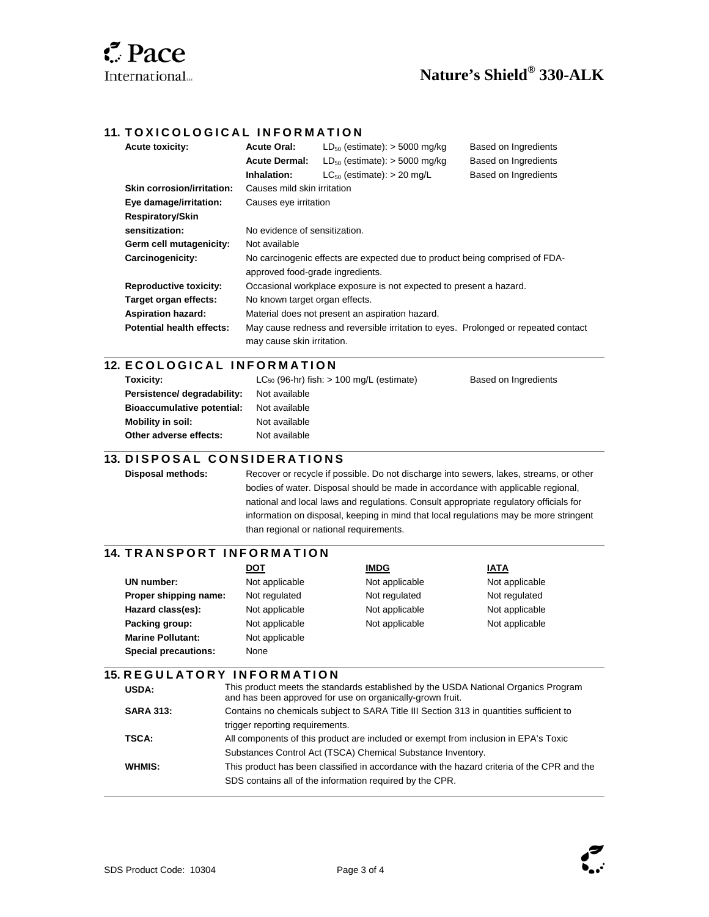## 11. TOXICOLOGICAL INFORMATION

| | | | |
|---|---|---|---|
| **Acute toxicity:** | **Acute Oral:** | $LD_{50}$ (estimate): > 5000 mg/kg | Based on Ingredients |
| | **Acute Dermal:** | $LD_{50}$ (estimate): > 5000 mg/kg | Based on Ingredients |
| | **Inhalation:** | $LC_{50}$ (estimate): > 20 mg/L | Based on Ingredients |

**Skin corrosion/irritation:** Causes mild skin irritation

**Eye damage/irritation:** Causes eye irritation

**Respiratory/Skin sensitization:** No evidence of sensitization.

**Germ cell mutagenicity:** Not available

**Carcinogenicity:** No carcinogenic effects are expected due to product being comprised of FDA-approved food-grade ingredients.

**Reproductive toxicity:** Occasional workplace exposure is not expected to present a hazard.

**Target organ effects:** No known target organ effects.

**Aspiration hazard:** Material does not present an aspiration hazard.

**Potential health effects:** May cause redness and reversible irritation to eyes. Prolonged or repeated contact may cause skin irritation.

## 12. ECOLOGICAL INFORMATION

| | | |
|---|---|---|
| **Toxicity:** | $LC_{50}$ (96-hr) fish: > 100 mg/L (estimate) | Based on Ingredients |
| **Persistence/ degradability:** | Not available | |
| **Bioaccumulative potential:** | Not available | |
| **Mobility in soil:** | Not available | |
| **Other adverse effects:** | Not available | |

## 13. DISPOSAL CONSIDERATIONS

**Disposal methods:** Recover or recycle if possible. Do not discharge into sewers, lakes, streams, or other bodies of water. Disposal should be made in accordance with applicable regional, national and local laws and regulations. Consult appropriate regulatory officials for information on disposal, keeping in mind that local regulations may be more stringent than regional or national requirements.

## 14. TRANSPORT INFORMATION

| | DOT | IMDG | IATA |
|---|---|---|---|
| **UN number:** | Not applicable | Not applicable | Not applicable |
| **Proper shipping name:** | Not regulated | Not regulated | Not regulated |
| **Hazard class(es):** | Not applicable | Not applicable | Not applicable |
| **Packing group:** | Not applicable | Not applicable | Not applicable |
| **Marine Pollutant:** | Not applicable | | |
| **Special precautions:** | None | | |

## 15. REGULATORY INFORMATION

**USDA:** This product meets the standards established by the USDA National Organics Program and has been approved for use on organically-grown fruit.

**SARA 313:** Contains no chemicals subject to SARA Title III Section 313 in quantities sufficient to trigger reporting requirements.

**TSCA:** All components of this product are included or exempt from inclusion in EPA's Toxic Substances Control Act (TSCA) Chemical Substance Inventory.

**WHMIS:** This product has been classified in accordance with the hazard criteria of the CPR and the SDS contains all of the information required by the CPR.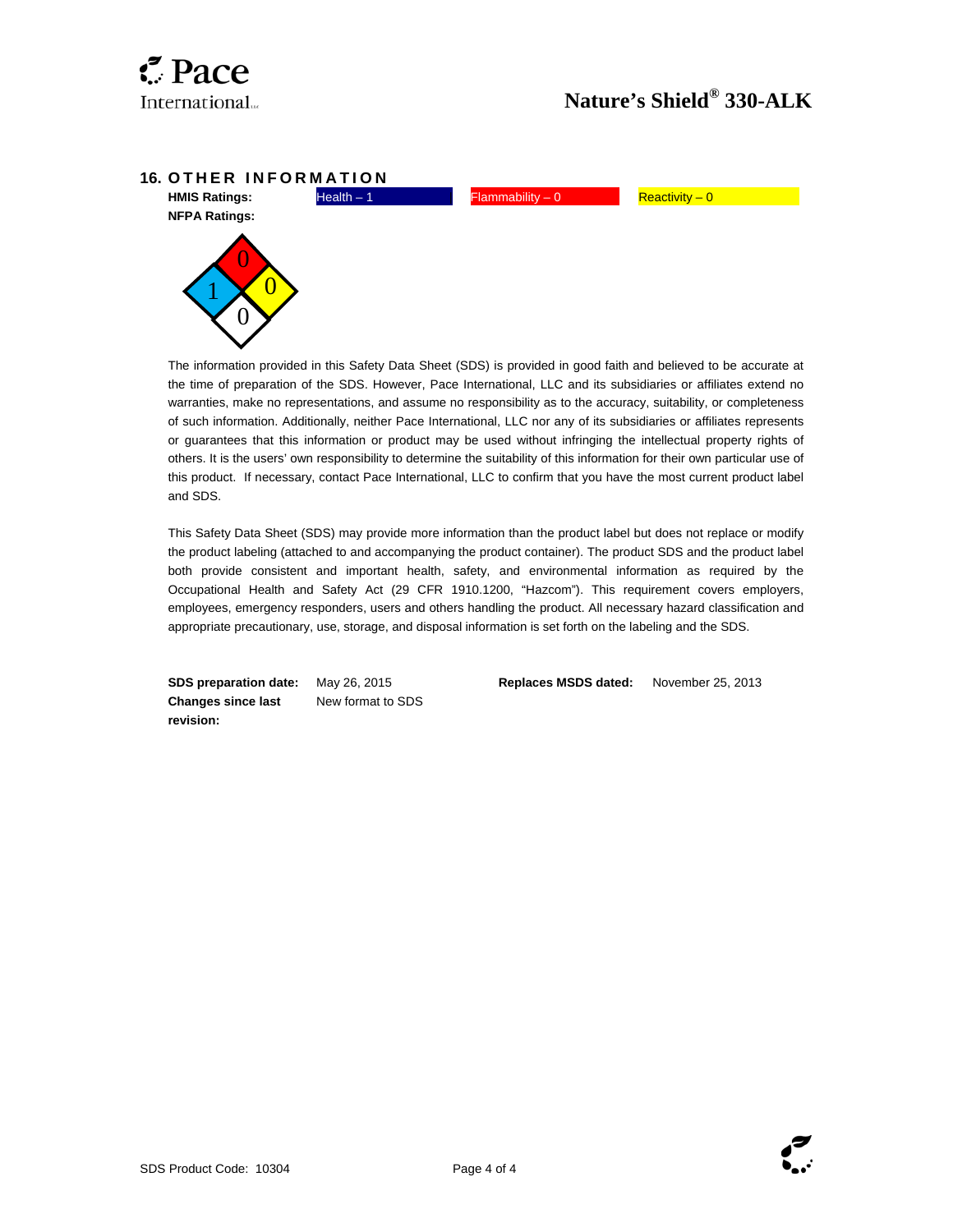**Nature's Shield® 330-ALK**

## 16. OTHER INFORMATION

**HMIS Ratings:** Health – 1 Flammability – 0 Reactivity – 0

**NFPA Ratings:**

0
1 0
0

The information provided in this Safety Data Sheet (SDS) is provided in good faith and believed to be accurate at the time of preparation of the SDS. However, Pace International, LLC and its subsidiaries or affiliates extend no warranties, make no representations, and assume no responsibility as to the accuracy, suitability, or completeness of such information. Additionally, neither Pace International, LLC nor any of its subsidiaries or affiliates represents or guarantees that this information or product may be used without infringing the intellectual property rights of others. It is the users' own responsibility to determine the suitability of this information for their own particular use of this product. If necessary, contact Pace International, LLC to confirm that you have the most current product label and SDS.

This Safety Data Sheet (SDS) may provide more information than the product label but does not replace or modify the product labeling (attached to and accompanying the product container). The product SDS and the product label both provide consistent and important health, safety, and environmental information as required by the Occupational Health and Safety Act (29 CFR 1910.1200, "Hazcom"). This requirement covers employers, employees, emergency responders, users and others handling the product. All necessary hazard classification and appropriate precautionary, use, storage, and disposal information is set forth on the labeling and the SDS.

**SDS preparation date:** May 26, 2015 **Replaces MSDS dated:** November 25, 2013

**Changes since last revision:** New format to SDS

SDS Product Code: 10304